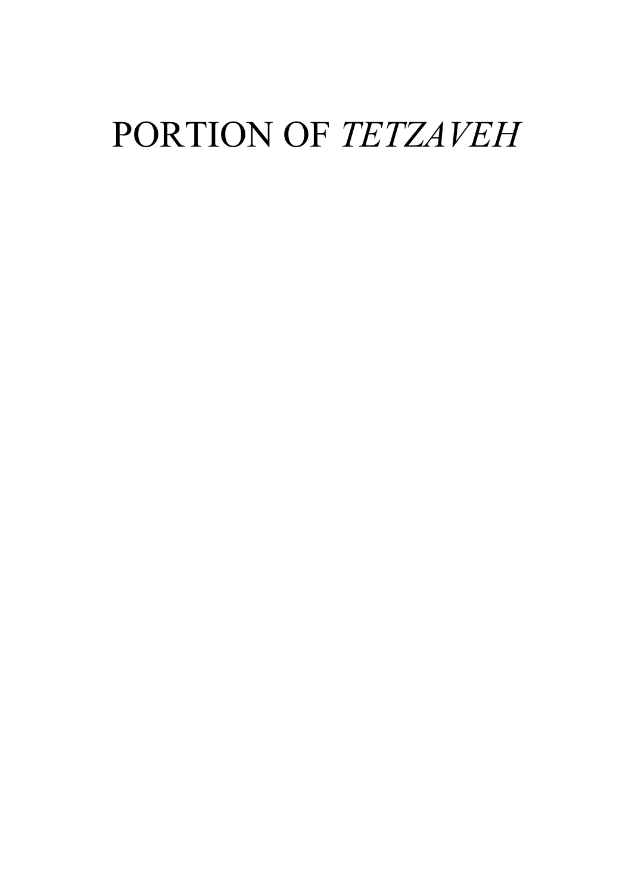# PORTION OF *TETZAVEH*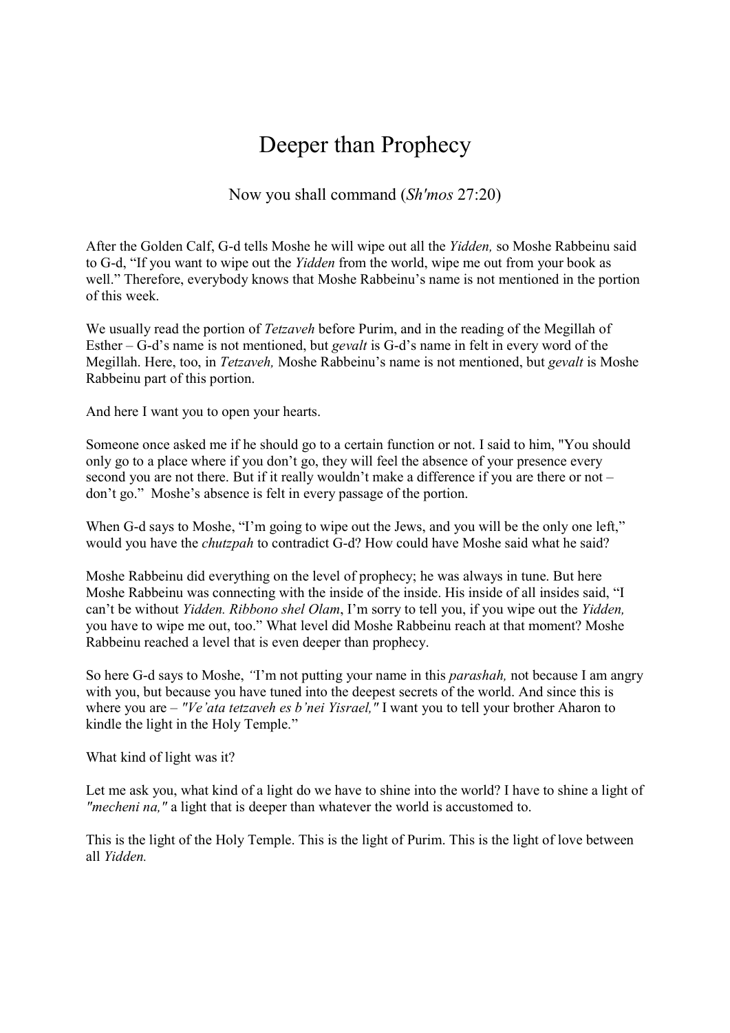# Deeper than Prophecy

Now you shall command (*Sh'mos* 27:20)

After the Golden Calf, G-d tells Moshe he will wipe out all the *Yidden,* so Moshe Rabbeinu said to G-d, "If you want to wipe out the *Yidden* from the world, wipe me out from your book as well." Therefore, everybody knows that Moshe Rabbeinu's name is not mentioned in the portion of this week.

We usually read the portion of *Tetzaveh* before Purim, and in the reading of the Megillah of Esther – G-d's name is not mentioned, but *gevalt* is G-d's name in felt in every word of the Megillah. Here, too, in *Tetzaveh,* Moshe Rabbeinu's name is not mentioned, but *gevalt* is Moshe Rabbeinu part of this portion.

And here I want you to open your hearts.

Someone once asked me if he should go to a certain function or not. I said to him, "You should only go to a place where if you don't go, they will feel the absence of your presence every second you are not there. But if it really wouldn't make a difference if you are there or not – don't go." Moshe's absence is felt in every passage of the portion.

When G-d says to Moshe, "I'm going to wipe out the Jews, and you will be the only one left," would you have the *chutzpah* to contradict G-d? How could have Moshe said what he said?

Moshe Rabbeinu did everything on the level of prophecy; he was always in tune. But here Moshe Rabbeinu was connecting with the inside of the inside. His inside of all insides said, "I can't be without *Yidden. Ribbono shel Olam*, I'm sorry to tell you, if you wipe out the *Yidden,* you have to wipe me out, too." What level did Moshe Rabbeinu reach at that moment? Moshe Rabbeinu reached a level that is even deeper than prophecy.

So here G-d says to Moshe, "I'm not putting your name in this *parashah,* not because I am angry with you, but because you have tuned into the deepest secrets of the world. And since this is where you are – *"Ve'ata tetzaveh es b'nei Yisrael,"* I want you to tell your brother Aharon to kindle the light in the Holy Temple."

What kind of light was it?

Let me ask you, what kind of a light do we have to shine into the world? I have to shine a light of *"mecheni na,"* a light that is deeper than whatever the world is accustomed to.

This is the light of the Holy Temple. This is the light of Purim. This is the light of love between all *Yidden.*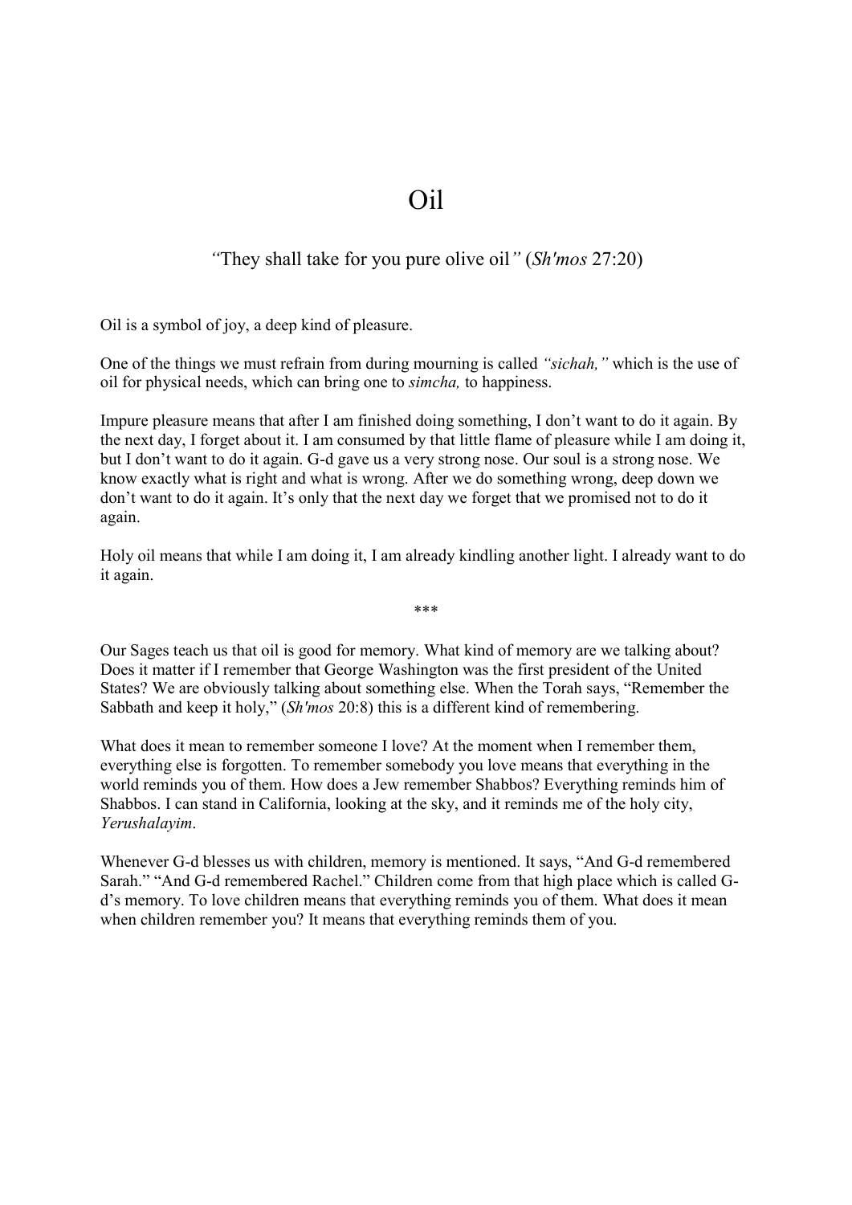# Oil

*"*They shall take for you pure olive oil*"* (*Sh'mos* 27:20)

Oil is a symbol of joy, a deep kind of pleasure.

One of the things we must refrain from during mourning is called *"sichah,"* which is the use of oil for physical needs, which can bring one to *simcha,* to happiness.

Impure pleasure means that after I am finished doing something, I don't want to do it again. By the next day, I forget about it. I am consumed by that little flame of pleasure while I am doing it, but I don't want to do it again. G-d gave us a very strong nose. Our soul is a strong nose. We know exactly what is right and what is wrong. After we do something wrong, deep down we don't want to do it again. It's only that the next day we forget that we promised not to do it again.

Holy oil means that while I am doing it, I am already kindling another light. I already want to do it again.

\*\*\*

Our Sages teach us that oil is good for memory. What kind of memory are we talking about? Does it matter if I remember that George Washington was the first president of the United States? We are obviously talking about something else. When the Torah says, "Remember the Sabbath and keep it holy," (*Sh'mos* 20:8) this is a different kind of remembering.

What does it mean to remember someone I love? At the moment when I remember them, everything else is forgotten. To remember somebody you love means that everything in the world reminds you of them. How does a Jew remember Shabbos? Everything reminds him of Shabbos. I can stand in California, looking at the sky, and it reminds me of the holy city, *Yerushalayim*.

Whenever G-d blesses us with children, memory is mentioned. It says, "And G-d remembered Sarah." "And G-d remembered Rachel." Children come from that high place which is called G-d's memory. To love children means that everything reminds you of them. What does it mean when children remember you? It means that everything reminds them of you.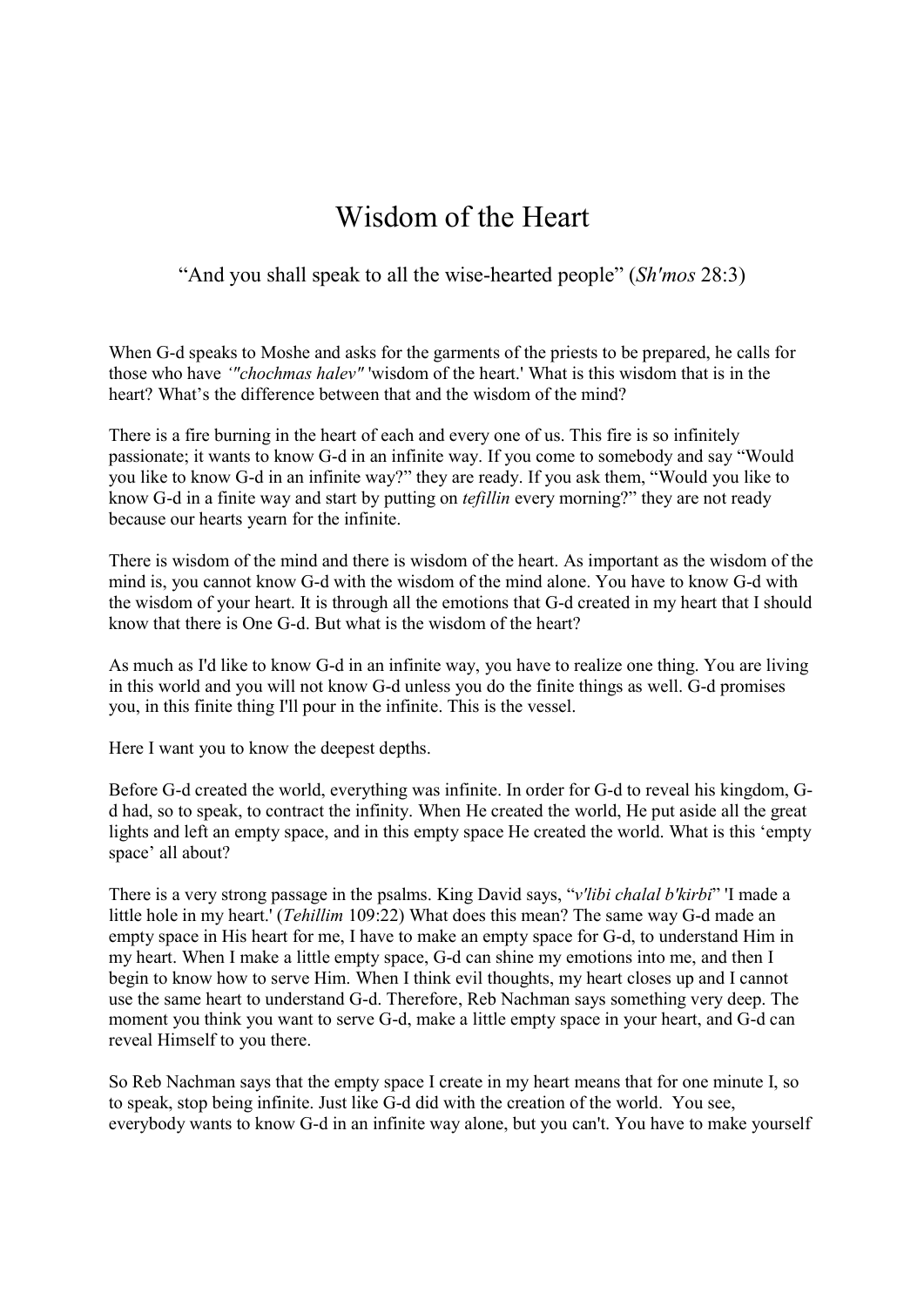# Wisdom of the Heart

"And you shall speak to all the wise-hearted people" (*Sh'mos* 28:3)

When G-d speaks to Moshe and asks for the garments of the priests to be prepared, he calls for those who have *'"chochmas halev"* 'wisdom of the heart.' What is this wisdom that is in the heart? What's the difference between that and the wisdom of the mind?

There is a fire burning in the heart of each and every one of us. This fire is so infinitely passionate; it wants to know G-d in an infinite way. If you come to somebody and say "Would you like to know G-d in an infinite way?" they are ready. If you ask them, "Would you like to know G-d in a finite way and start by putting on *tefillin* every morning?" they are not ready because our hearts yearn for the infinite.

There is wisdom of the mind and there is wisdom of the heart. As important as the wisdom of the mind is, you cannot know G-d with the wisdom of the mind alone. You have to know G-d with the wisdom of your heart. It is through all the emotions that G-d created in my heart that I should know that there is One G-d. But what is the wisdom of the heart?

As much as I'd like to know G-d in an infinite way, you have to realize one thing. You are living in this world and you will not know G-d unless you do the finite things as well. G-d promises you, in this finite thing I'll pour in the infinite. This is the vessel.

Here I want you to know the deepest depths.

Before G-d created the world, everything was infinite. In order for G-d to reveal his kingdom, G-d had, so to speak, to contract the infinity. When He created the world, He put aside all the great lights and left an empty space, and in this empty space He created the world. What is this 'empty space' all about?

There is a very strong passage in the psalms. King David says, "*v'libi chalal b'kirbi*" 'I made a little hole in my heart.' (*Tehillim* 109:22) What does this mean? The same way G-d made an empty space in His heart for me, I have to make an empty space for G-d, to understand Him in my heart. When I make a little empty space, G-d can shine my emotions into me, and then I begin to know how to serve Him. When I think evil thoughts, my heart closes up and I cannot use the same heart to understand G-d. Therefore, Reb Nachman says something very deep. The moment you think you want to serve G-d, make a little empty space in your heart, and G-d can reveal Himself to you there.

So Reb Nachman says that the empty space I create in my heart means that for one minute I, so to speak, stop being infinite. Just like G-d did with the creation of the world. You see, everybody wants to know G-d in an infinite way alone, but you can't. You have to make yourself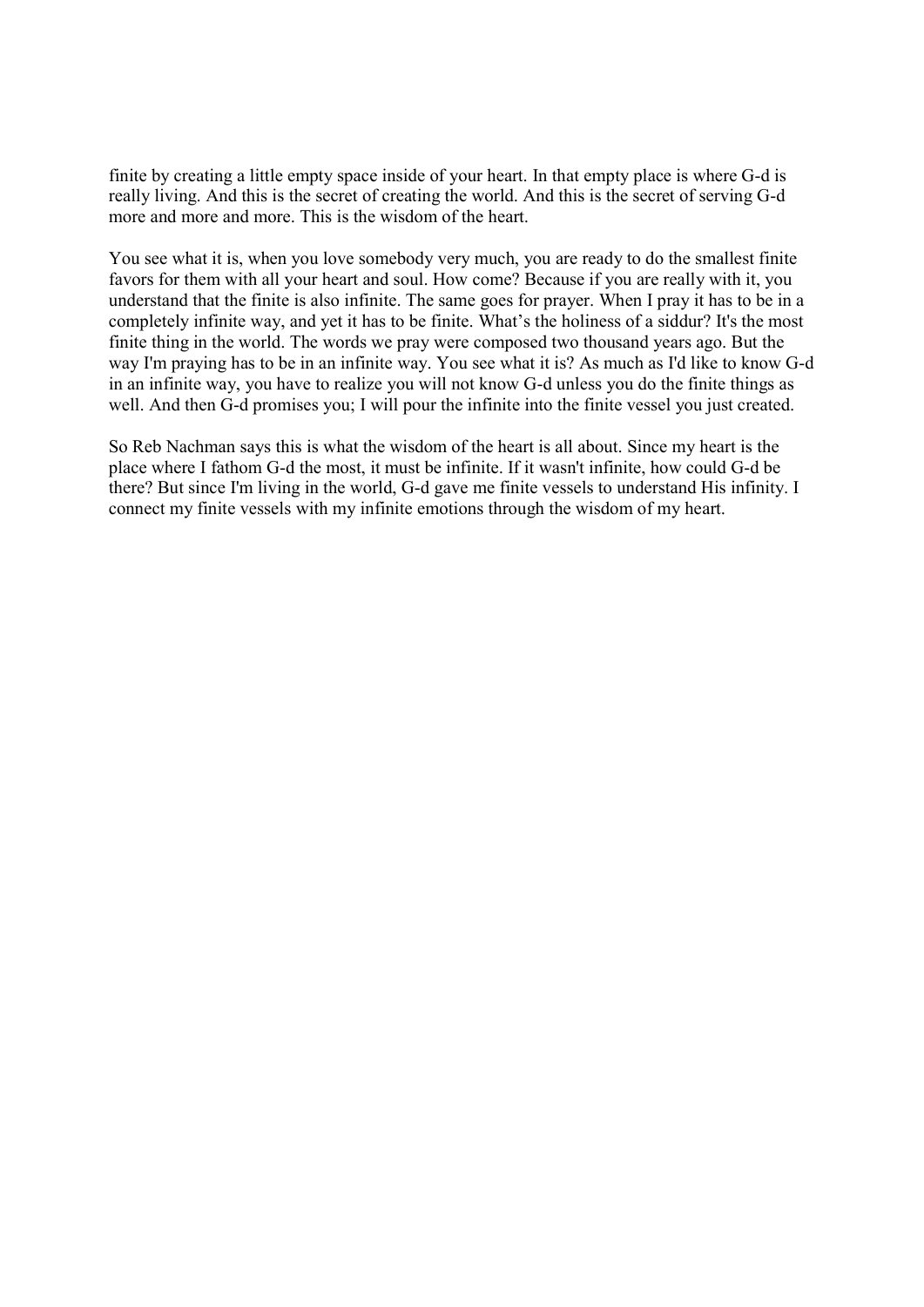finite by creating a little empty space inside of your heart. In that empty place is where G-d is really living. And this is the secret of creating the world. And this is the secret of serving G-d more and more and more. This is the wisdom of the heart.

You see what it is, when you love somebody very much, you are ready to do the smallest finite favors for them with all your heart and soul. How come? Because if you are really with it, you understand that the finite is also infinite. The same goes for prayer. When I pray it has to be in a completely infinite way, and yet it has to be finite. What's the holiness of a siddur? It's the most finite thing in the world. The words we pray were composed two thousand years ago. But the way I'm praying has to be in an infinite way. You see what it is? As much as I'd like to know G-d in an infinite way, you have to realize you will not know G-d unless you do the finite things as well. And then G-d promises you; I will pour the infinite into the finite vessel you just created.

So Reb Nachman says this is what the wisdom of the heart is all about. Since my heart is the place where I fathom G-d the most, it must be infinite. If it wasn't infinite, how could G-d be there? But since I'm living in the world, G-d gave me finite vessels to understand His infinity. I connect my finite vessels with my infinite emotions through the wisdom of my heart.